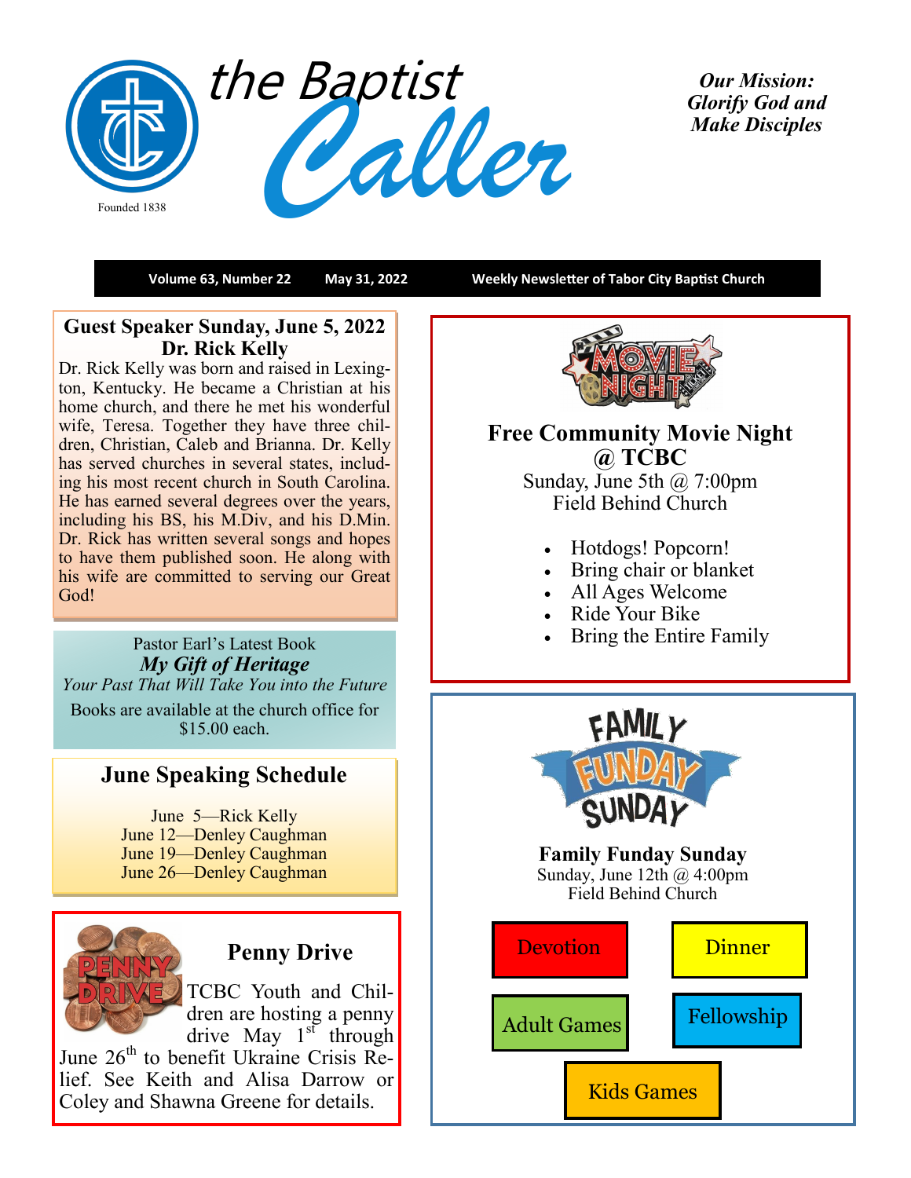# the Baptist Caller

Founded 1838

***Our Mission: Glorify God and Make Disciples***

**Volume 63, Number 22** | **May 31, 2022** | **Weekly Newsletter of Tabor City Baptist Church**

## Guest Speaker Sunday, June 5, 2022 Dr. Rick Kelly

Dr. Rick Kelly was born and raised in Lexington, Kentucky. He became a Christian at his home church, and there he met his wonderful wife, Teresa. Together they have three children, Christian, Caleb and Brianna. Dr. Kelly has served churches in several states, including his most recent church in South Carolina. He has earned several degrees over the years, including his BS, his M.Div, and his D.Min. Dr. Rick has written several songs and hopes to have them published soon. He along with his wife are committed to serving our Great God!

Pastor Earl's Latest Book

***My Gift of Heritage***

*Your Past That Will Take You into the Future*

Books are available at the church office for $15.00 each.

## June Speaking Schedule

June 5—Rick Kelly
June 12—Denley Caughman
June 19—Denley Caughman
June 26—Denley Caughman

## Penny Drive

TCBC Youth and Children are hosting a penny drive May 1st through June 26th to benefit Ukraine Crisis Relief. See Keith and Alisa Darrow or Coley and Shawna Greene for details.

## Free Community Movie Night @ TCBC

Sunday, June 5th @ 7:00pm
Field Behind Church

- Hotdogs! Popcorn!
- Bring chair or blanket
- All Ages Welcome
- Ride Your Bike
- Bring the Entire Family

## Family Funday Sunday

Sunday, June 12th @ 4:00pm
Field Behind Church

- Devotion
- Dinner
- Adult Games
- Fellowship
- Kids Games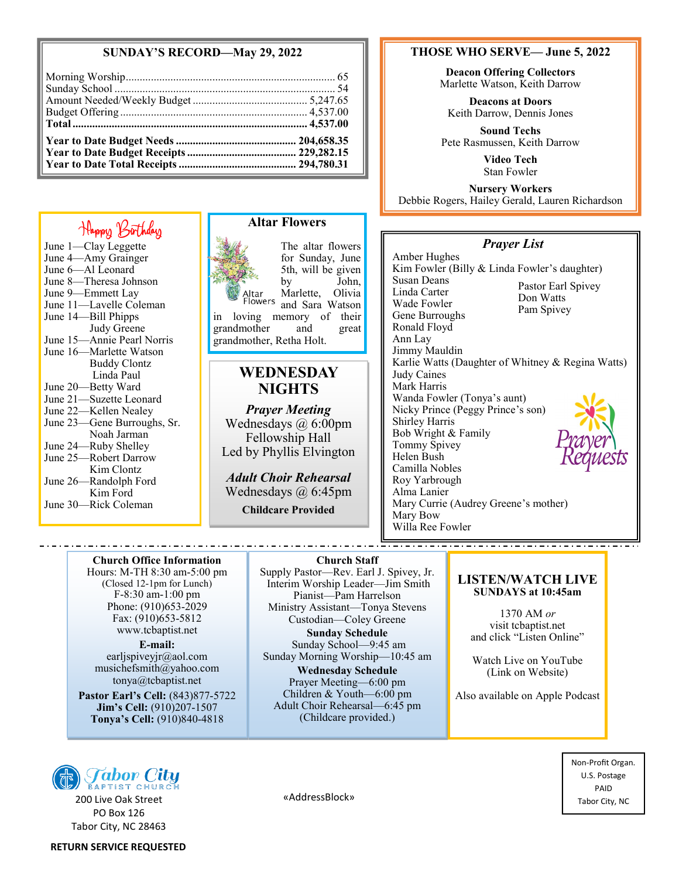## SUNDAY'S RECORD—May 29, 2022

| | |
|---|---|
| Morning Worship | 65 |
| Sunday School | 54 |
| Amount Needed/Weekly Budget | 5,247.65 |
| Budget Offering | 4,537.00 |
| **Total** | **4,537.00** |
| **Year to Date Budget Needs** | **204,658.35** |
| **Year to Date Budget Receipts** | **229,282.15** |
| **Year to Date Total Receipts** | **294,780.31** |

## THOSE WHO SERVE— June 5, 2022

**Deacon Offering Collectors**
Marlette Watson, Keith Darrow

**Deacons at Doors**
Keith Darrow, Dennis Jones

**Sound Techs**
Pete Rasmussen, Keith Darrow

**Video Tech**
Stan Fowler

**Nursery Workers**
Debbie Rogers, Hailey Gerald, Lauren Richardson

## Happy Birthday

June 1—Clay Leggette
June 4—Amy Grainger
June 6—Al Leonard
June 8—Theresa Johnson
June 9—Emmett Lay
June 11—Lavelle Coleman
June 14—Bill Phipps
Judy Greene
June 15—Annie Pearl Norris
June 16—Marlette Watson
Buddy Clontz
Linda Paul
June 20—Betty Ward
June 21—Suzette Leonard
June 22—Kellen Nealey
June 23—Gene Burroughs, Sr.
Noah Jarman
June 24—Ruby Shelley
June 25—Robert Darrow
Kim Clontz
June 26—Randolph Ford
Kim Ford
June 30—Rick Coleman

## Altar Flowers

The altar flowers for Sunday, June 5th, will be given by John, Marlette, Olivia and Sara Watson in loving memory of their grandmother and great grandmother, Retha Holt.

## WEDNESDAY NIGHTS

***Prayer Meeting***
Wednesdays @ 6:00pm
Fellowship Hall
Led by Phyllis Elvington

***Adult Choir Rehearsal***
Wednesdays @ 6:45pm

**Childcare Provided**

## *Prayer List*

Amber Hughes
Kim Fowler (Billy & Linda Fowler's daughter)
Susan Deans
Linda Carter
Wade Fowler
Gene Burroughs
Ronald Floyd
Ann Lay
Jimmy Mauldin
Karlie Watts (Daughter of Whitney & Regina Watts)
Judy Caines
Mark Harris
Wanda Fowler (Tonya's aunt)
Nicky Prince (Peggy Prince's son)
Shirley Harris
Bob Wright & Family
Tommy Spivey
Helen Bush
Camilla Nobles
Roy Yarbrough
Alma Lanier
Mary Currie (Audrey Greene's mother)
Mary Bow
Willa Ree Fowler

Pastor Earl Spivey
Don Watts
Pam Spivey

Prayer Requests

---

**Church Office Information**
Hours: M-TH 8:30 am-5:00 pm
(Closed 12-1pm for Lunch)
F-8:30 am-1:00 pm
Phone: (910)653-2029
Fax: (910)653-5812
www.tcbaptist.net

**E-mail:**
earljspiveyjr@aol.com
musichefsmith@yahoo.com
tonya@tcbaptist.net

**Pastor Earl's Cell:** (843)877-5722
**Jim's Cell:** (910)207-1507
**Tonya's Cell:** (910)840-4818

**Church Staff**
Supply Pastor—Rev. Earl J. Spivey, Jr.
Interim Worship Leader—Jim Smith
Pianist—Pam Harrelson
Ministry Assistant—Tonya Stevens
Custodian—Coley Greene

**Sunday Schedule**
Sunday School—9:45 am
Sunday Morning Worship—10:45 am

**Wednesday Schedule**
Prayer Meeting—6:00 pm
Children & Youth—6:00 pm
Adult Choir Rehearsal—6:45 pm
(Childcare provided.)

**LISTEN/WATCH LIVE**
**SUNDAYS at 10:45am**

1370 AM *or*
visit tcbaptist.net
and click "Listen Online"

Watch Live on YouTube
(Link on Website)

Also available on Apple Podcast

Tabor City Baptist Church
200 Live Oak Street
PO Box 126
Tabor City, NC 28463

**RETURN SERVICE REQUESTED**

«AddressBlock»

Non-Profit Organ.
U.S. Postage
PAID
Tabor City, NC